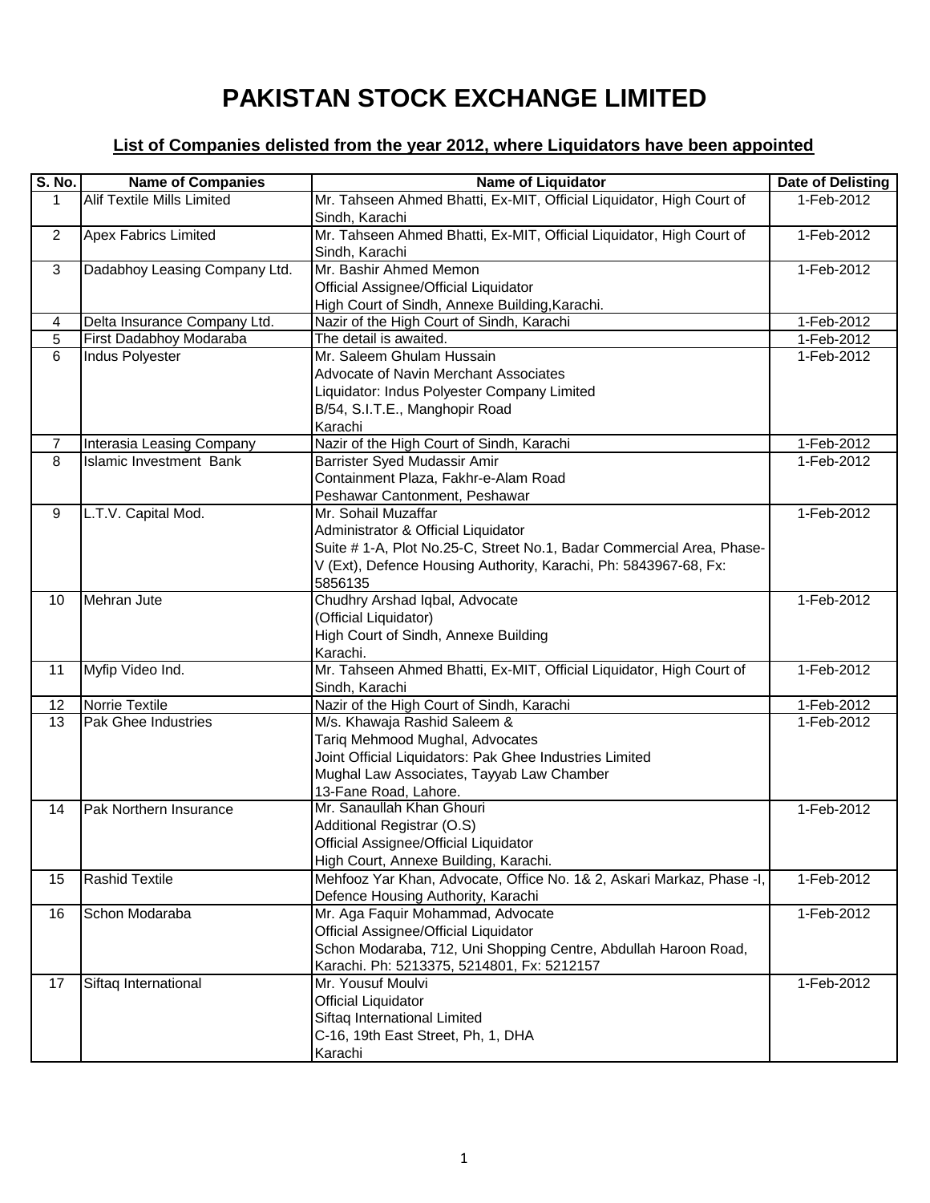# PAKISTAN STOCK EXCHANGE LIMITED

## List of Companies delisted from the year 2012, where Liquidators have been appointed

| S. No. | Name of Companies | Name of Liquidator | Date of Delisting |
|---|---|---|---|
| 1 | Alif Textile Mills Limited | Mr. Tahseen Ahmed Bhatti, Ex-MIT, Official Liquidator, High Court of Sindh, Karachi | 1-Feb-2012 |
| 2 | Apex Fabrics Limited | Mr. Tahseen Ahmed Bhatti, Ex-MIT, Official Liquidator, High Court of Sindh, Karachi | 1-Feb-2012 |
| 3 | Dadabhoy Leasing Company Ltd. | Mr. Bashir Ahmed Memon<br>Official Assignee/Official Liquidator<br>High Court of Sindh, Annexe Building,Karachi. | 1-Feb-2012 |
| 4 | Delta Insurance Company Ltd. | Nazir of the High Court of Sindh, Karachi | 1-Feb-2012 |
| 5 | First Dadabhoy Modaraba | The detail is awaited. | 1-Feb-2012 |
| 6 | Indus Polyester | Mr. Saleem Ghulam Hussain<br>Advocate of Navin Merchant Associates<br>Liquidator: Indus Polyester Company Limited<br>B/54, S.I.T.E., Manghopir Road<br>Karachi | 1-Feb-2012 |
| 7 | Interasia Leasing Company | Nazir of the High Court of Sindh, Karachi | 1-Feb-2012 |
| 8 | Islamic Investment Bank | Barrister Syed Mudassir Amir<br>Containment Plaza, Fakhr-e-Alam Road<br>Peshawar Cantonment, Peshawar | 1-Feb-2012 |
| 9 | L.T.V. Capital Mod. | Mr. Sohail Muzaffar<br>Administrator & Official Liquidator<br>Suite # 1-A, Plot No.25-C, Street No.1, Badar Commercial Area, Phase-V (Ext), Defence Housing Authority, Karachi, Ph: 5843967-68, Fx: 5856135 | 1-Feb-2012 |
| 10 | Mehran Jute | Chudhry Arshad Iqbal, Advocate<br>(Official Liquidator)<br>High Court of Sindh, Annexe Building<br>Karachi. | 1-Feb-2012 |
| 11 | Myfip Video Ind. | Mr. Tahseen Ahmed Bhatti, Ex-MIT, Official Liquidator, High Court of Sindh, Karachi | 1-Feb-2012 |
| 12 | Norrie Textile | Nazir of the High Court of Sindh, Karachi | 1-Feb-2012 |
| 13 | Pak Ghee Industries | M/s. Khawaja Rashid Saleem &<br>Tariq Mehmood Mughal, Advocates<br>Joint Official Liquidators: Pak Ghee Industries Limited<br>Mughal Law Associates, Tayyab Law Chamber<br>13-Fane Road, Lahore. | 1-Feb-2012 |
| 14 | Pak Northern Insurance | Mr. Sanaullah Khan Ghouri<br>Additional Registrar (O.S)<br>Official Assignee/Official Liquidator<br>High Court, Annexe Building, Karachi. | 1-Feb-2012 |
| 15 | Rashid Textile | Mehfooz Yar Khan, Advocate, Office No. 1& 2, Askari Markaz, Phase -I, Defence Housing Authority, Karachi | 1-Feb-2012 |
| 16 | Schon Modaraba | Mr. Aga Faquir Mohammad, Advocate<br>Official Assignee/Official Liquidator<br>Schon Modaraba, 712, Uni Shopping Centre, Abdullah Haroon Road, Karachi. Ph: 5213375, 5214801, Fx: 5212157 | 1-Feb-2012 |
| 17 | Siftaq International | Mr. Yousuf Moulvi<br>Official Liquidator<br>Siftaq International Limited<br>C-16, 19th East Street, Ph, 1, DHA<br>Karachi | 1-Feb-2012 |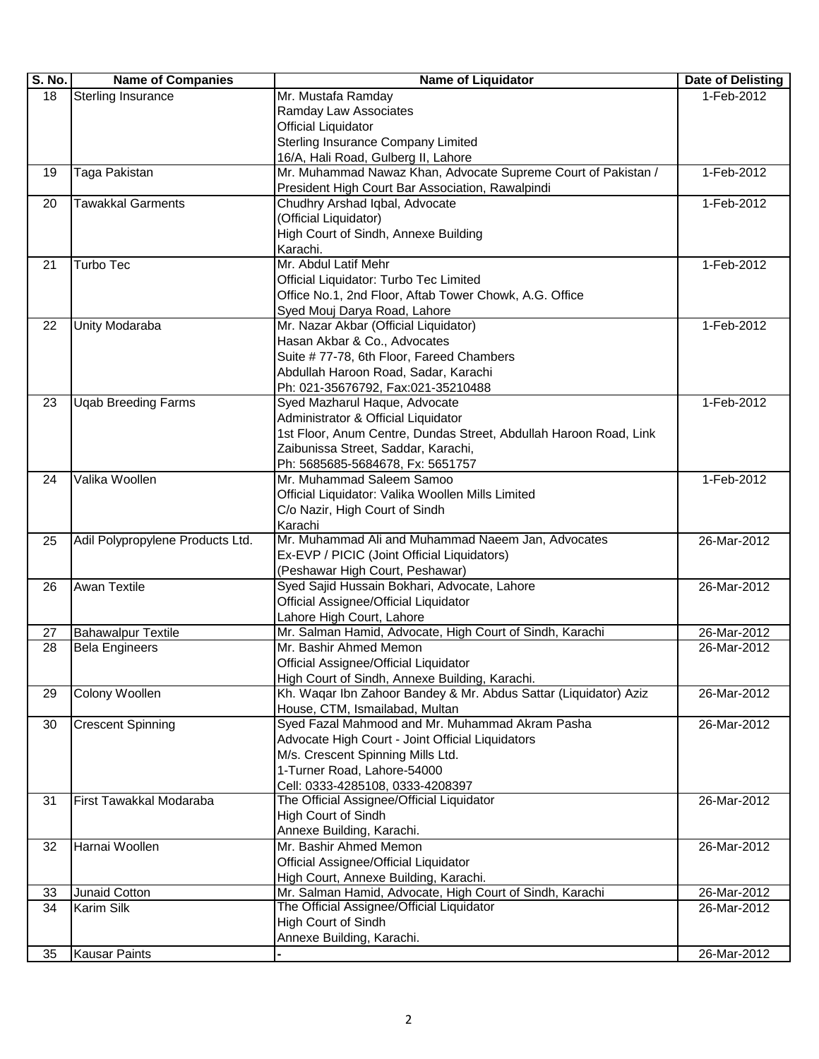| S. No. | Name of Companies | Name of Liquidator | Date of Delisting |
|---|---|---|---|
| 18 | Sterling Insurance | Mr. Mustafa Ramday<br>Ramday Law Associates<br>Official Liquidator<br>Sterling Insurance Company Limited<br>16/A, Hali Road, Gulberg II, Lahore | 1-Feb-2012 |
| 19 | Taga Pakistan | Mr. Muhammad Nawaz Khan, Advocate Supreme Court of Pakistan /<br>President High Court Bar Association, Rawalpindi | 1-Feb-2012 |
| 20 | Tawakkal Garments | Chudhry Arshad Iqbal, Advocate<br>(Official Liquidator)<br>High Court of Sindh, Annexe Building<br>Karachi. | 1-Feb-2012 |
| 21 | Turbo Tec | Mr. Abdul Latif Mehr<br>Official Liquidator: Turbo Tec Limited<br>Office No.1, 2nd Floor, Aftab Tower Chowk, A.G. Office<br>Syed Mouj Darya Road, Lahore | 1-Feb-2012 |
| 22 | Unity Modaraba | Mr. Nazar Akbar (Official Liquidator)<br>Hasan Akbar & Co., Advocates<br>Suite # 77-78, 6th Floor, Fareed Chambers<br>Abdullah Haroon Road, Sadar, Karachi<br>Ph: 021-35676792, Fax:021-35210488 | 1-Feb-2012 |
| 23 | Uqab Breeding Farms | Syed Mazharul Haque, Advocate<br>Administrator & Official Liquidator<br>1st Floor, Anum Centre, Dundas Street, Abdullah Haroon Road, Link<br>Zaibunissa Street, Saddar, Karachi,<br>Ph: 5685685-5684678, Fx: 5651757 | 1-Feb-2012 |
| 24 | Valika Woollen | Mr. Muhammad Saleem Samoo<br>Official Liquidator: Valika Woollen Mills Limited<br>C/o Nazir, High Court of Sindh<br>Karachi | 1-Feb-2012 |
| 25 | Adil Polypropylene Products Ltd. | Mr. Muhammad Ali and Muhammad Naeem Jan, Advocates<br>Ex-EVP / PICIC (Joint Official Liquidators)<br>(Peshawar High Court, Peshawar) | 26-Mar-2012 |
| 26 | Awan Textile | Syed Sajid Hussain Bokhari, Advocate, Lahore<br>Official Assignee/Official Liquidator<br>Lahore High Court, Lahore | 26-Mar-2012 |
| 27 | Bahawalpur Textile | Mr. Salman Hamid, Advocate, High Court of Sindh, Karachi | 26-Mar-2012 |
| 28 | Bela Engineers | Mr. Bashir Ahmed Memon<br>Official Assignee/Official Liquidator<br>High Court of Sindh, Annexe Building, Karachi. | 26-Mar-2012 |
| 29 | Colony Woollen | Kh. Waqar Ibn Zahoor Bandey & Mr. Abdus Sattar (Liquidator) Aziz<br>House, CTM, Ismailabad, Multan | 26-Mar-2012 |
| 30 | Crescent Spinning | Syed Fazal Mahmood and Mr. Muhammad Akram Pasha<br>Advocate High Court - Joint Official Liquidators<br>M/s. Crescent Spinning Mills Ltd.<br>1-Turner Road, Lahore-54000<br>Cell: 0333-4285108, 0333-4208397 | 26-Mar-2012 |
| 31 | First Tawakkal Modaraba | The Official Assignee/Official Liquidator<br>High Court of Sindh<br>Annexe Building, Karachi. | 26-Mar-2012 |
| 32 | Harnai Woollen | Mr. Bashir Ahmed Memon<br>Official Assignee/Official Liquidator<br>High Court, Annexe Building, Karachi. | 26-Mar-2012 |
| 33 | Junaid Cotton | Mr. Salman Hamid, Advocate, High Court of Sindh, Karachi | 26-Mar-2012 |
| 34 | Karim Silk | The Official Assignee/Official Liquidator<br>High Court of Sindh<br>Annexe Building, Karachi. | 26-Mar-2012 |
| 35 | Kausar Paints | - | 26-Mar-2012 |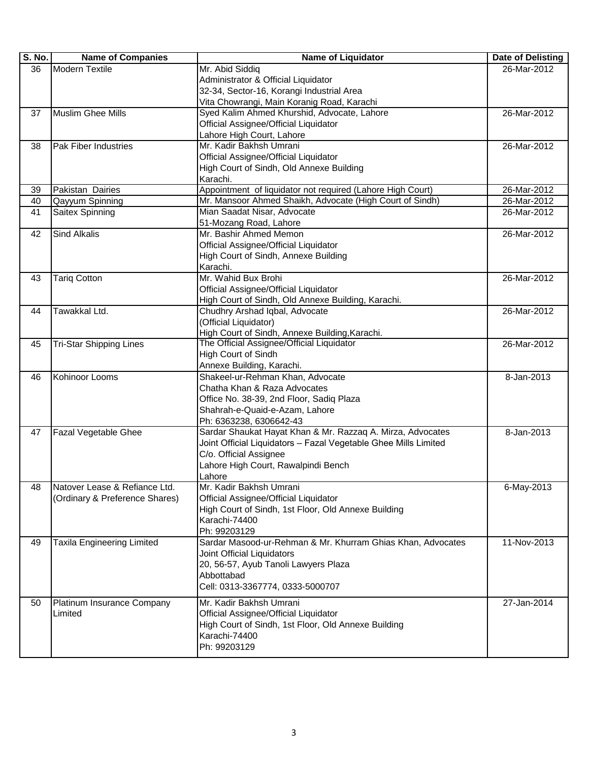| S. No. | Name of Companies | Name of Liquidator | Date of Delisting |
|---|---|---|---|
| 36 | Modern Textile | Mr. Abid Siddiq<br>Administrator & Official Liquidator<br>32-34, Sector-16, Korangi Industrial Area<br>Vita Chowrangi, Main Koranig Road, Karachi | 26-Mar-2012 |
| 37 | Muslim Ghee Mills | Syed Kalim Ahmed Khurshid, Advocate, Lahore<br>Official Assignee/Official Liquidator<br>Lahore High Court, Lahore | 26-Mar-2012 |
| 38 | Pak Fiber Industries | Mr. Kadir Bakhsh Umrani<br>Official Assignee/Official Liquidator<br>High Court of Sindh, Old Annexe Building<br>Karachi. | 26-Mar-2012 |
| 39 | Pakistan Dairies | Appointment of liquidator not required (Lahore High Court) | 26-Mar-2012 |
| 40 | Qayyum Spinning | Mr. Mansoor Ahmed Shaikh, Advocate (High Court of Sindh) | 26-Mar-2012 |
| 41 | Saitex Spinning | Mian Saadat Nisar, Advocate<br>51-Mozang Road, Lahore | 26-Mar-2012 |
| 42 | Sind Alkalis | Mr. Bashir Ahmed Memon<br>Official Assignee/Official Liquidator<br>High Court of Sindh, Annexe Building<br>Karachi. | 26-Mar-2012 |
| 43 | Tariq Cotton | Mr. Wahid Bux Brohi<br>Official Assignee/Official Liquidator<br>High Court of Sindh, Old Annexe Building, Karachi. | 26-Mar-2012 |
| 44 | Tawakkal Ltd. | Chudhry Arshad Iqbal, Advocate<br>(Official Liquidator)<br>High Court of Sindh, Annexe Building,Karachi. | 26-Mar-2012 |
| 45 | Tri-Star Shipping Lines | The Official Assignee/Official Liquidator<br>High Court of Sindh<br>Annexe Building, Karachi. | 26-Mar-2012 |
| 46 | Kohinoor Looms | Shakeel-ur-Rehman Khan, Advocate<br>Chatha Khan & Raza Advocates<br>Office No. 38-39, 2nd Floor, Sadiq Plaza<br>Shahrah-e-Quaid-e-Azam, Lahore<br>Ph: 6363238, 6306642-43 | 8-Jan-2013 |
| 47 | Fazal Vegetable Ghee | Sardar Shaukat Hayat Khan & Mr. Razzaq A. Mirza, Advocates<br>Joint Official Liquidators – Fazal Vegetable Ghee Mills Limited<br>C/o. Official Assignee<br>Lahore High Court, Rawalpindi Bench<br>Lahore | 8-Jan-2013 |
| 48 | Natover Lease & Refiance Ltd.<br>(Ordinary & Preference Shares) | Mr. Kadir Bakhsh Umrani<br>Official Assignee/Official Liquidator<br>High Court of Sindh, 1st Floor, Old Annexe Building<br>Karachi-74400<br>Ph: 99203129 | 6-May-2013 |
| 49 | Taxila Engineering Limited | Sardar Masood-ur-Rehman & Mr. Khurram Ghias Khan, Advocates<br>Joint Official Liquidators<br>20, 56-57, Ayub Tanoli Lawyers Plaza<br>Abbottabad<br>Cell: 0313-3367774, 0333-5000707 | 11-Nov-2013 |
| 50 | Platinum Insurance Company Limited | Mr. Kadir Bakhsh Umrani<br>Official Assignee/Official Liquidator<br>High Court of Sindh, 1st Floor, Old Annexe Building<br>Karachi-74400<br>Ph: 99203129 | 27-Jan-2014 |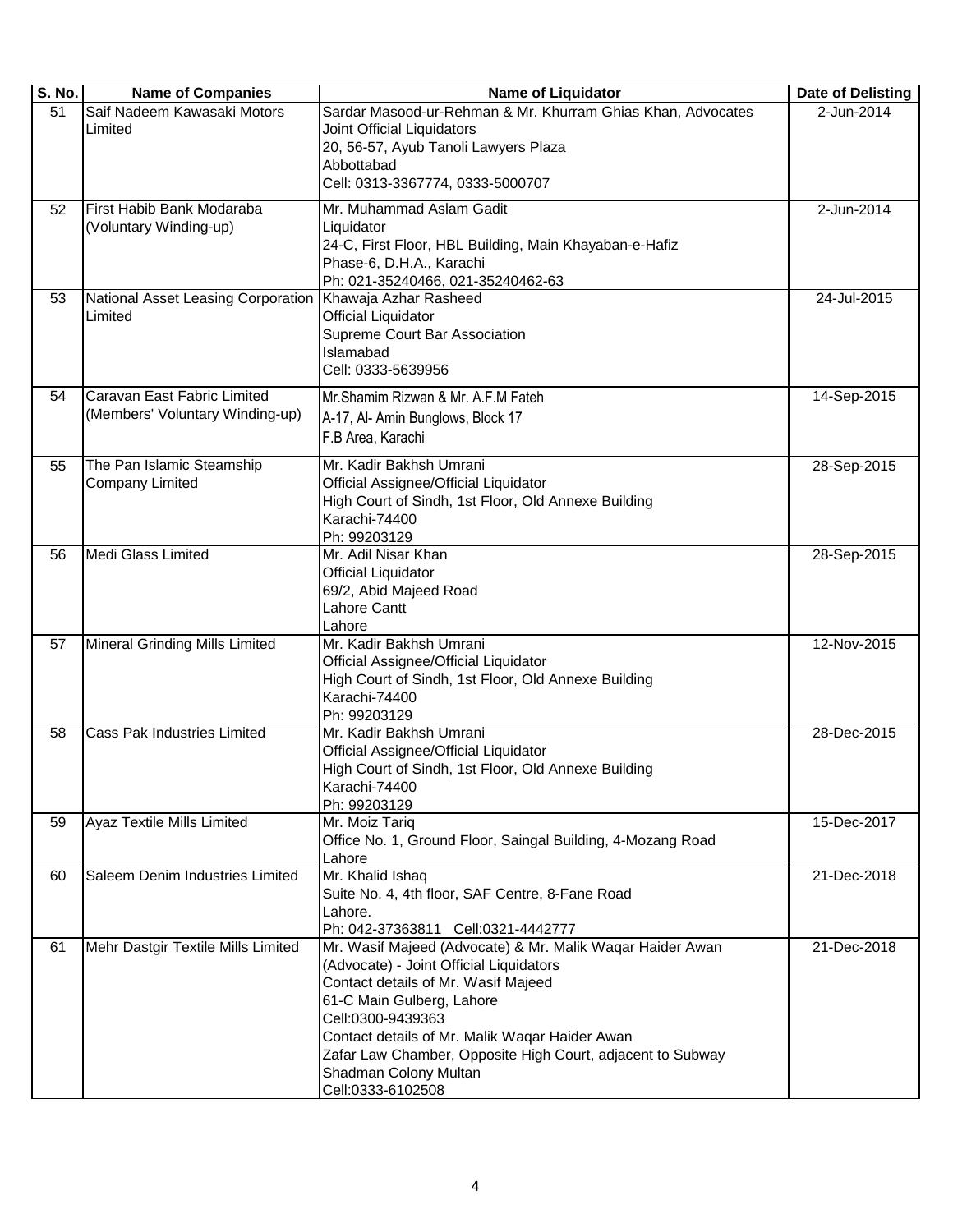| S. No. | Name of Companies | Name of Liquidator | Date of Delisting |
|---|---|---|---|
| 51 | Saif Nadeem Kawasaki Motors Limited | Sardar Masood-ur-Rehman & Mr. Khurram Ghias Khan, Advocates<br>Joint Official Liquidators<br>20, 56-57, Ayub Tanoli Lawyers Plaza<br>Abbottabad<br>Cell: 0313-3367774, 0333-5000707 | 2-Jun-2014 |
| 52 | First Habib Bank Modaraba (Voluntary Winding-up) | Mr. Muhammad Aslam Gadit<br>Liquidator<br>24-C, First Floor, HBL Building, Main Khayaban-e-Hafiz<br>Phase-6, D.H.A., Karachi<br>Ph: 021-35240466, 021-35240462-63 | 2-Jun-2014 |
| 53 | National Asset Leasing Corporation Limited | Khawaja Azhar Rasheed<br>Official Liquidator<br>Supreme Court Bar Association<br>Islamabad<br>Cell: 0333-5639956 | 24-Jul-2015 |
| 54 | Caravan East Fabric Limited (Members' Voluntary Winding-up) | Mr.Shamim Rizwan & Mr. A.F.M Fateh<br>A-17, Al- Amin Bunglows, Block 17<br>F.B Area, Karachi | 14-Sep-2015 |
| 55 | The Pan Islamic Steamship Company Limited | Mr. Kadir Bakhsh Umrani<br>Official Assignee/Official Liquidator<br>High Court of Sindh, 1st Floor, Old Annexe Building<br>Karachi-74400<br>Ph: 99203129 | 28-Sep-2015 |
| 56 | Medi Glass Limited | Mr. Adil Nisar Khan<br>Official Liquidator<br>69/2, Abid Majeed Road<br>Lahore Cantt<br>Lahore | 28-Sep-2015 |
| 57 | Mineral Grinding Mills Limited | Mr. Kadir Bakhsh Umrani<br>Official Assignee/Official Liquidator<br>High Court of Sindh, 1st Floor, Old Annexe Building<br>Karachi-74400<br>Ph: 99203129 | 12-Nov-2015 |
| 58 | Cass Pak Industries Limited | Mr. Kadir Bakhsh Umrani<br>Official Assignee/Official Liquidator<br>High Court of Sindh, 1st Floor, Old Annexe Building<br>Karachi-74400<br>Ph: 99203129 | 28-Dec-2015 |
| 59 | Ayaz Textile Mills Limited | Mr. Moiz Tariq<br>Office No. 1, Ground Floor, Saingal Building, 4-Mozang Road<br>Lahore | 15-Dec-2017 |
| 60 | Saleem Denim Industries Limited | Mr. Khalid Ishaq<br>Suite No. 4, 4th floor, SAF Centre, 8-Fane Road<br>Lahore.<br>Ph: 042-37363811 Cell:0321-4442777 | 21-Dec-2018 |
| 61 | Mehr Dastgir Textile Mills Limited | Mr. Wasif Majeed (Advocate) & Mr. Malik Waqar Haider Awan (Advocate) - Joint Official Liquidators<br>Contact details of Mr. Wasif Majeed<br>61-C Main Gulberg, Lahore<br>Cell:0300-9439363<br>Contact details of Mr. Malik Waqar Haider Awan<br>Zafar Law Chamber, Opposite High Court, adjacent to Subway<br>Shadman Colony Multan<br>Cell:0333-6102508 | 21-Dec-2018 |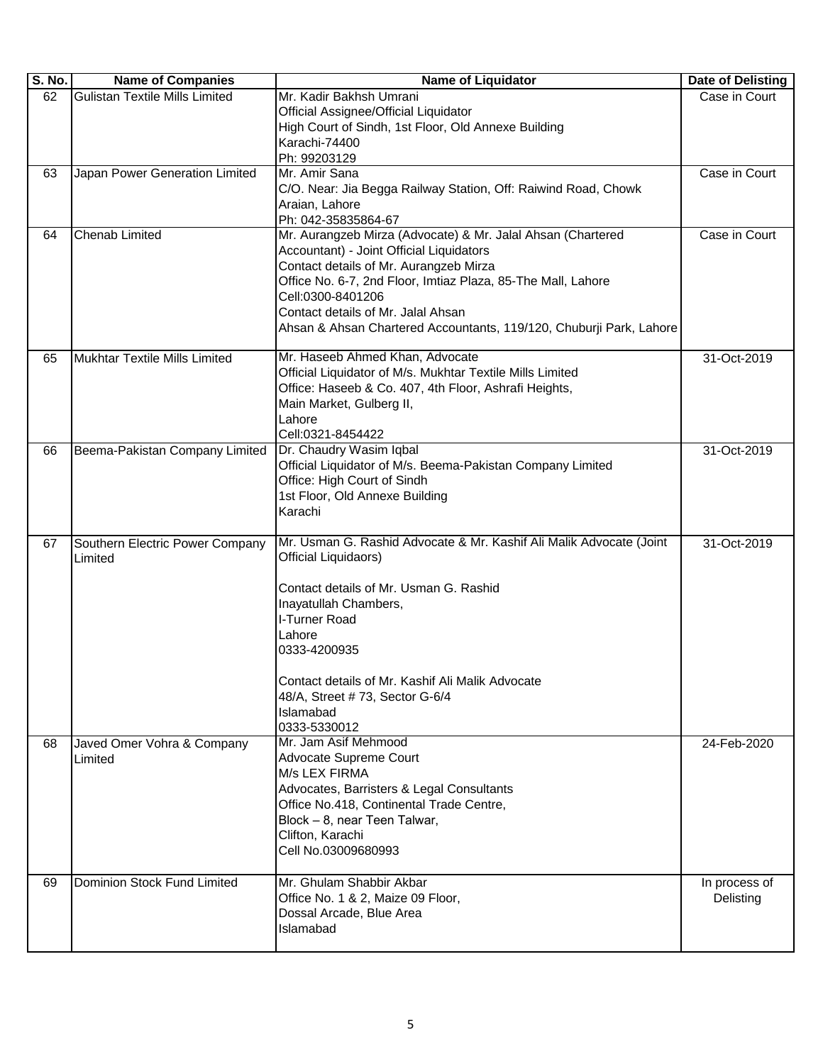| S. No. | Name of Companies | Name of Liquidator | Date of Delisting |
|---|---|---|---|
| 62 | Gulistan Textile Mills Limited | Mr. Kadir Bakhsh Umrani<br>Official Assignee/Official Liquidator<br>High Court of Sindh, 1st Floor, Old Annexe Building<br>Karachi-74400<br>Ph: 99203129 | Case in Court |
| 63 | Japan Power Generation Limited | Mr. Amir Sana<br>C/O. Near: Jia Begga Railway Station, Off: Raiwind Road, Chowk Araian, Lahore<br>Ph: 042-35835864-67 | Case in Court |
| 64 | Chenab Limited | Mr. Aurangzeb Mirza (Advocate) & Mr. Jalal Ahsan (Chartered Accountant) - Joint Official Liquidators<br>Contact details of Mr. Aurangzeb Mirza<br>Office No. 6-7, 2nd Floor, Imtiaz Plaza, 85-The Mall, Lahore<br>Cell:0300-8401206<br>Contact details of Mr. Jalal Ahsan<br>Ahsan & Ahsan Chartered Accountants, 119/120, Chuburji Park, Lahore | Case in Court |
| 65 | Mukhtar Textile Mills Limited | Mr. Haseeb Ahmed Khan, Advocate<br>Official Liquidator of M/s. Mukhtar Textile Mills Limited<br>Office: Haseeb & Co. 407, 4th Floor, Ashrafi Heights,<br>Main Market, Gulberg II,<br>Lahore<br>Cell:0321-8454422 | 31-Oct-2019 |
| 66 | Beema-Pakistan Company Limited | Dr. Chaudry Wasim Iqbal<br>Official Liquidator of M/s. Beema-Pakistan Company Limited<br>Office: High Court of Sindh<br>1st Floor, Old Annexe Building<br>Karachi | 31-Oct-2019 |
| 67 | Southern Electric Power Company Limited | Mr. Usman G. Rashid Advocate & Mr. Kashif Ali Malik Advocate (Joint Official Liquidaors)<br><br>Contact details of Mr. Usman G. Rashid<br>Inayatullah Chambers,<br>I-Turner Road<br>Lahore<br>0333-4200935<br><br>Contact details of Mr. Kashif Ali Malik Advocate<br>48/A, Street # 73, Sector G-6/4<br>Islamabad<br>0333-5330012 | 31-Oct-2019 |
| 68 | Javed Omer Vohra & Company Limited | Mr. Jam Asif Mehmood<br>Advocate Supreme Court<br>M/s LEX FIRMA<br>Advocates, Barristers & Legal Consultants<br>Office No.418, Continental Trade Centre,<br>Block – 8, near Teen Talwar,<br>Clifton, Karachi<br>Cell No.03009680993 | 24-Feb-2020 |
| 69 | Dominion Stock Fund Limited | Mr. Ghulam Shabbir Akbar<br>Office No. 1 & 2, Maize 09 Floor,<br>Dossal Arcade, Blue Area<br>Islamabad | In process of Delisting |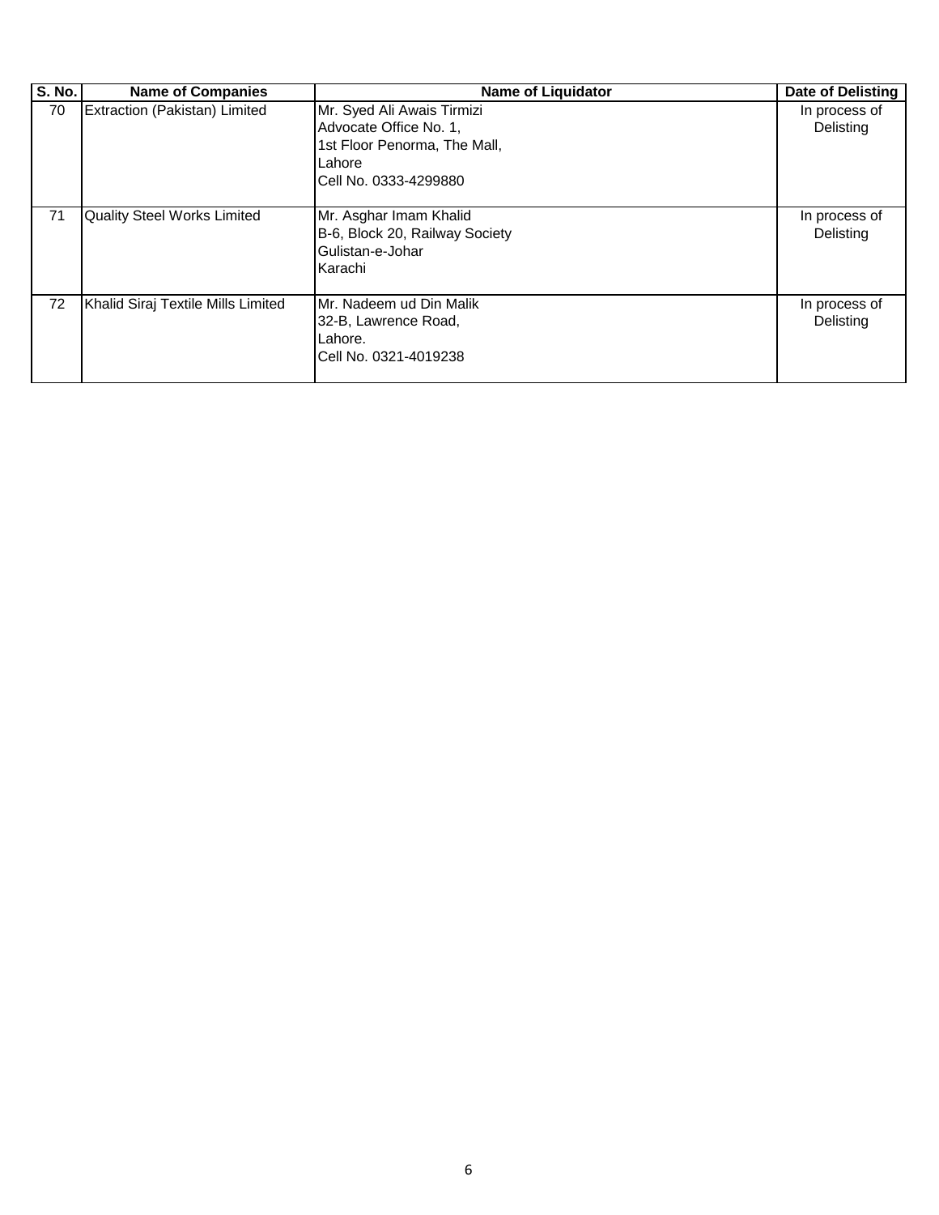| S. No. | Name of Companies | Name of Liquidator | Date of Delisting |
|---|---|---|---|
| 70 | Extraction (Pakistan) Limited | Mr. Syed Ali Awais Tirmizi<br>Advocate Office No. 1,<br>1st Floor Penorma, The Mall,<br>Lahore<br>Cell No. 0333-4299880 | In process of Delisting |
| 71 | Quality Steel Works Limited | Mr. Asghar Imam Khalid<br>B-6, Block 20, Railway Society<br>Gulistan-e-Johar<br>Karachi | In process of Delisting |
| 72 | Khalid Siraj Textile Mills Limited | Mr. Nadeem ud Din Malik<br>32-B, Lawrence Road,<br>Lahore.<br>Cell No. 0321-4019238 | In process of Delisting |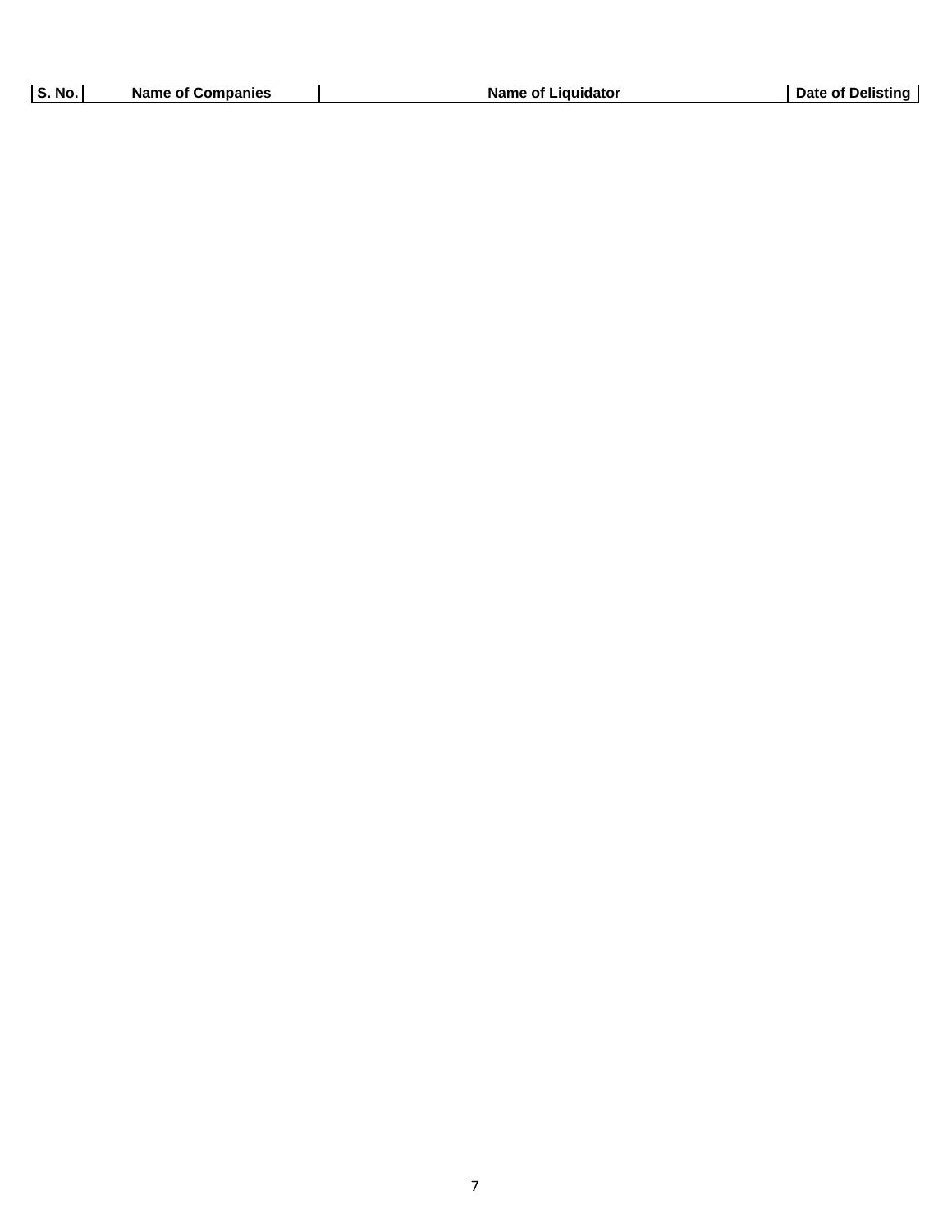| S. No. | Name of Companies | Name of Liquidator | Date of Delisting |
| --- | --- | --- | --- |